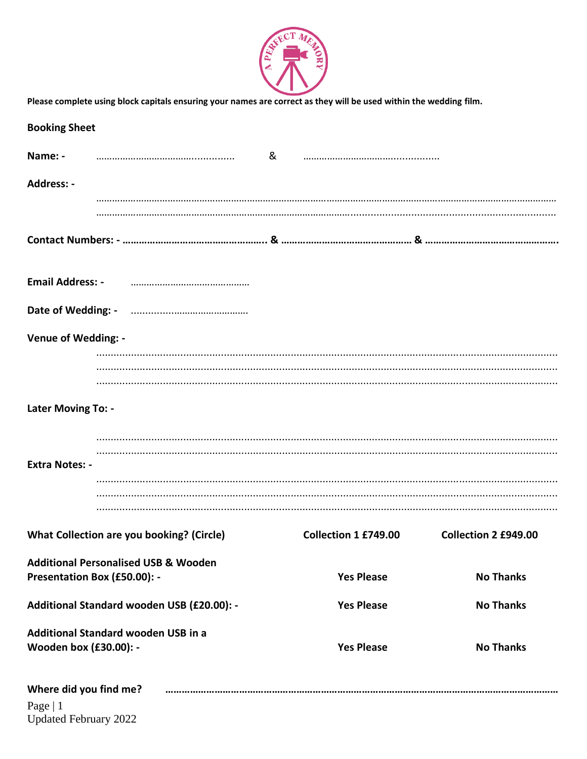**Please complete using block capitals ensuring your names are correct as they will be used within the wedding film.**

**Booking Sheet**

**Name: -** ................................................. & .................................................

**Address: -**

..........................................................................................................................................................................................

..........................................................................................................................................................................................

**Contact Numbers: - ………………………………………….. & ……………………………………… & ………………………………………..**

**Email Address: -** ………………………………………

**Date of Wedding: -** ………………………………………

**Venue of Wedding: -**

..........................................................................................................................................................................................

..........................................................................................................................................................................................

..........................................................................................................................................................................................

**Later Moving To: -**

..........................................................................................................................................................................................

..........................................................................................................................................................................................

**Extra Notes: -**

..........................................................................................................................................................................................

..........................................................................................................................................................................................

..........................................................................................................................................................................................

| | | |
|---|---|---|
| **What Collection are you booking? (Circle)** | **Collection 1 £749.00** | **Collection 2 £949.00** |
| **Additional Personalised USB & Wooden Presentation Box (£50.00): -** | **Yes Please** | **No Thanks** |
| **Additional Standard wooden USB (£20.00): -** | **Yes Please** | **No Thanks** |
| **Additional Standard wooden USB in a Wooden box (£30.00): -** | **Yes Please** | **No Thanks** |

**Where did you find me?** ……………………………………………………………………………………………………………………

Updated February 2022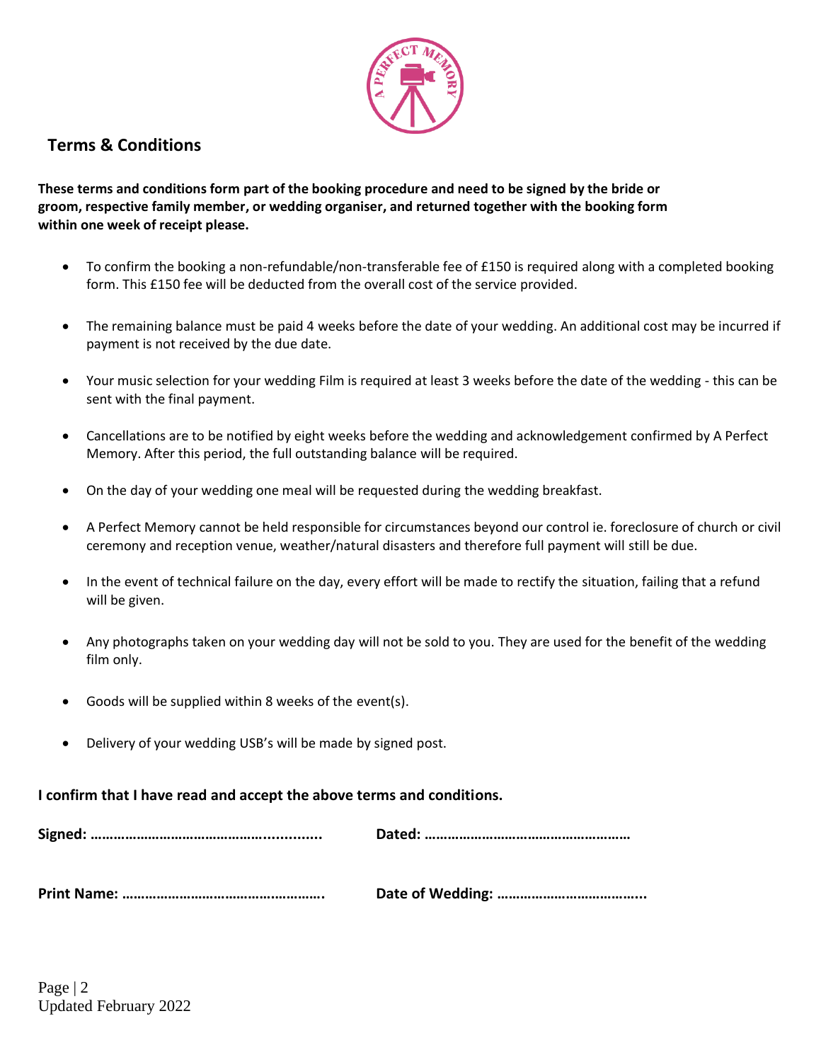## Terms & Conditions

**These terms and conditions form part of the booking procedure and need to be signed by the bride or groom, respective family member, or wedding organiser, and returned together with the booking form within one week of receipt please.**

- To confirm the booking a non-refundable/non-transferable fee of £150 is required along with a completed booking form. This £150 fee will be deducted from the overall cost of the service provided.
- The remaining balance must be paid 4 weeks before the date of your wedding. An additional cost may be incurred if payment is not received by the due date.
- Your music selection for your wedding Film is required at least 3 weeks before the date of the wedding - this can be sent with the final payment.
- Cancellations are to be notified by eight weeks before the wedding and acknowledgement confirmed by A Perfect Memory. After this period, the full outstanding balance will be required.
- On the day of your wedding one meal will be requested during the wedding breakfast.
- A Perfect Memory cannot be held responsible for circumstances beyond our control ie. foreclosure of church or civil ceremony and reception venue, weather/natural disasters and therefore full payment will still be due.
- In the event of technical failure on the day, every effort will be made to rectify the situation, failing that a refund will be given.
- Any photographs taken on your wedding day will not be sold to you. They are used for the benefit of the wedding film only.
- Goods will be supplied within 8 weeks of the event(s).
- Delivery of your wedding USB's will be made by signed post.

**I confirm that I have read and accept the above terms and conditions.**

**Signed: ………………………………………….............** **Dated: ……………………………………………**

**Print Name: …………………………………………….** **Date of Wedding: ………………………………..**

Updated February 2022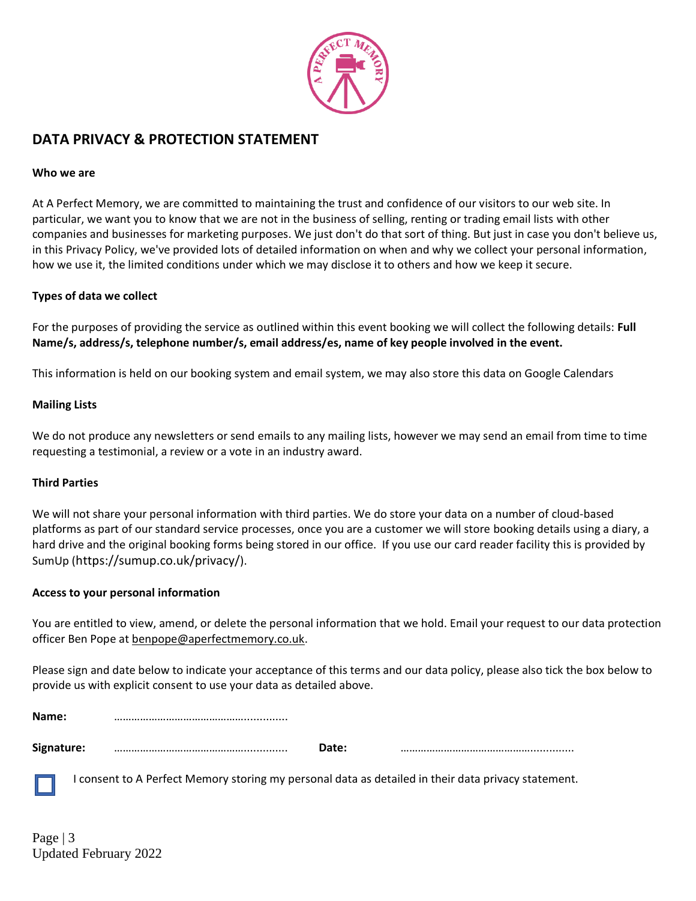# DATA PRIVACY & PROTECTION STATEMENT

**Who we are**

At A Perfect Memory, we are committed to maintaining the trust and confidence of our visitors to our web site. In particular, we want you to know that we are not in the business of selling, renting or trading email lists with other companies and businesses for marketing purposes. We just don't do that sort of thing. But just in case you don't believe us, in this Privacy Policy, we've provided lots of detailed information on when and why we collect your personal information, how we use it, the limited conditions under which we may disclose it to others and how we keep it secure.

**Types of data we collect**

For the purposes of providing the service as outlined within this event booking we will collect the following details: **Full Name/s, address/s, telephone number/s, email address/es, name of key people involved in the event.**

This information is held on our booking system and email system, we may also store this data on Google Calendars

**Mailing Lists**

We do not produce any newsletters or send emails to any mailing lists, however we may send an email from time to time requesting a testimonial, a review or a vote in an industry award.

**Third Parties**

We will not share your personal information with third parties. We do store your data on a number of cloud-based platforms as part of our standard service processes, once you are a customer we will store booking details using a diary, a hard drive and the original booking forms being stored in our office. If you use our card reader facility this is provided by SumUp (https://sumup.co.uk/privacy/).

**Access to your personal information**

You are entitled to view, amend, or delete the personal information that we hold. Email your request to our data protection officer Ben Pope at benpope@aperfectmemory.co.uk.

Please sign and date below to indicate your acceptance of this terms and our data policy, please also tick the box below to provide us with explicit consent to use your data as detailed above.

**Name:** ……………………………………..........

**Signature:** …………………………………….......... **Date:** ……………………………………..........

☐ I consent to A Perfect Memory storing my personal data as detailed in their data privacy statement.

Updated February 2022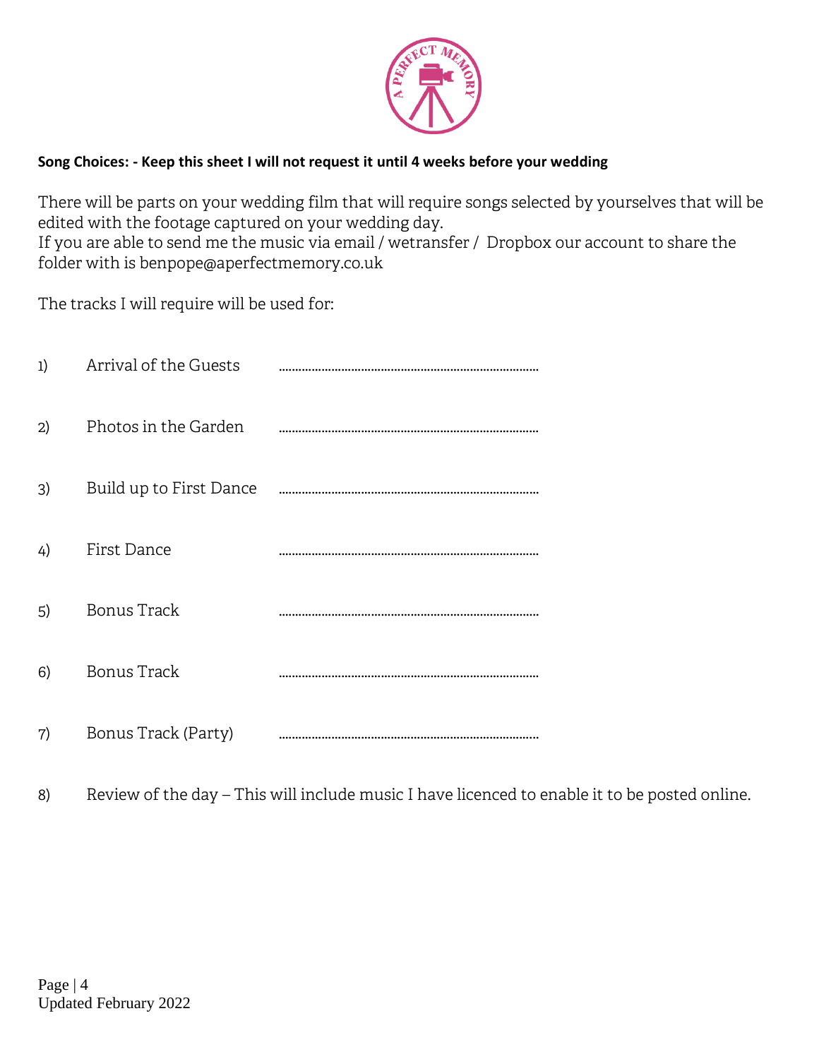**Song Choices: - Keep this sheet I will not request it until 4 weeks before your wedding**

There will be parts on your wedding film that will require songs selected by yourselves that will be edited with the footage captured on your wedding day.
If you are able to send me the music via email / wetransfer / Dropbox our account to share the folder with is benpope@aperfectmemory.co.uk

The tracks I will require will be used for:

1) Arrival of the Guests ……………………………………………………………………

2) Photos in the Garden ……………………………………………………………………

3) Build up to First Dance ……………………………………………………………………

4) First Dance ……………………………………………………………………

5) Bonus Track ……………………………………………………………………

6) Bonus Track ……………………………………………………………………

7) Bonus Track (Party) ……………………………………………………………………

8) Review of the day – This will include music I have licenced to enable it to be posted online.

Updated February 2022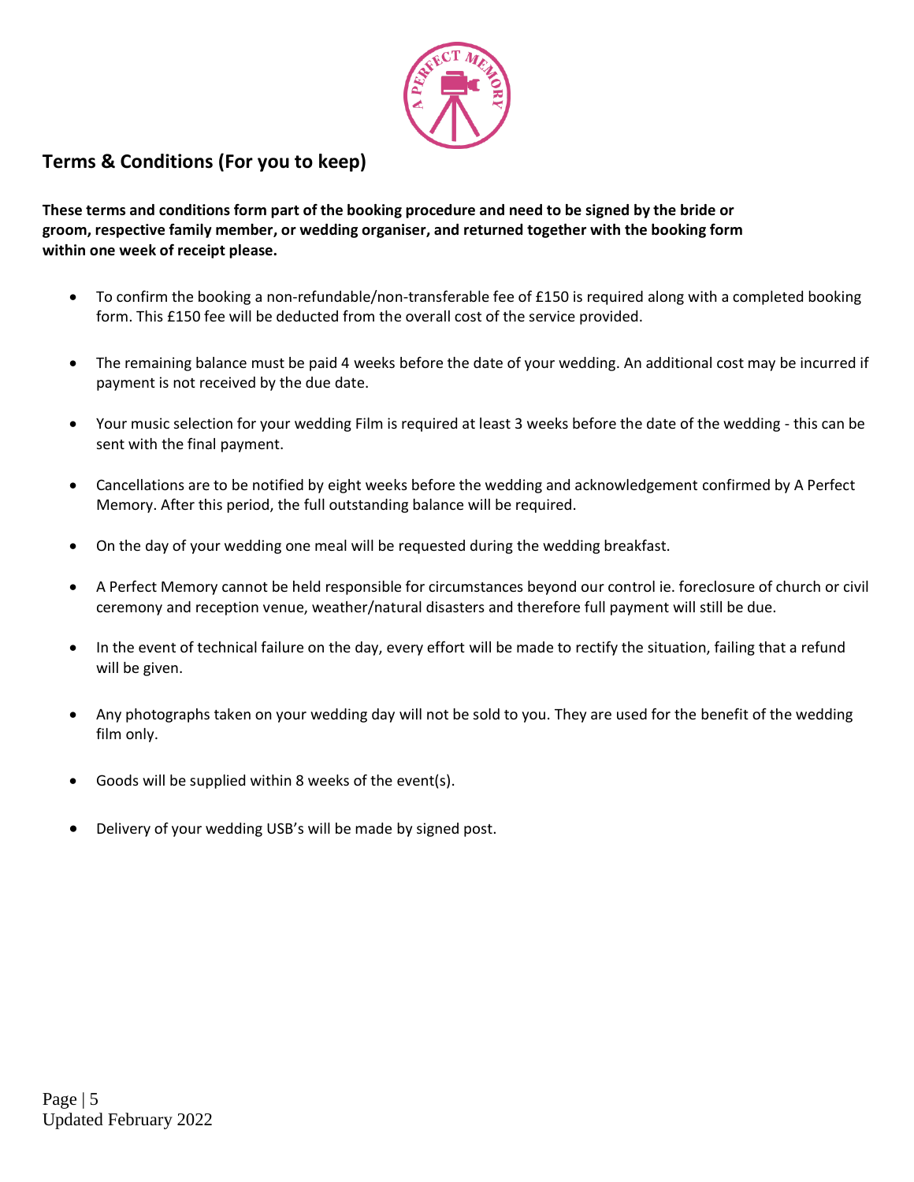## Terms & Conditions (For you to keep)

**These terms and conditions form part of the booking procedure and need to be signed by the bride or groom, respective family member, or wedding organiser, and returned together with the booking form within one week of receipt please.**

- To confirm the booking a non-refundable/non-transferable fee of £150 is required along with a completed booking form. This £150 fee will be deducted from the overall cost of the service provided.
- The remaining balance must be paid 4 weeks before the date of your wedding. An additional cost may be incurred if payment is not received by the due date.
- Your music selection for your wedding Film is required at least 3 weeks before the date of the wedding - this can be sent with the final payment.
- Cancellations are to be notified by eight weeks before the wedding and acknowledgement confirmed by A Perfect Memory. After this period, the full outstanding balance will be required.
- On the day of your wedding one meal will be requested during the wedding breakfast.
- A Perfect Memory cannot be held responsible for circumstances beyond our control ie. foreclosure of church or civil ceremony and reception venue, weather/natural disasters and therefore full payment will still be due.
- In the event of technical failure on the day, every effort will be made to rectify the situation, failing that a refund will be given.
- Any photographs taken on your wedding day will not be sold to you. They are used for the benefit of the wedding film only.
- Goods will be supplied within 8 weeks of the event(s).
- Delivery of your wedding USB's will be made by signed post.

Updated February 2022